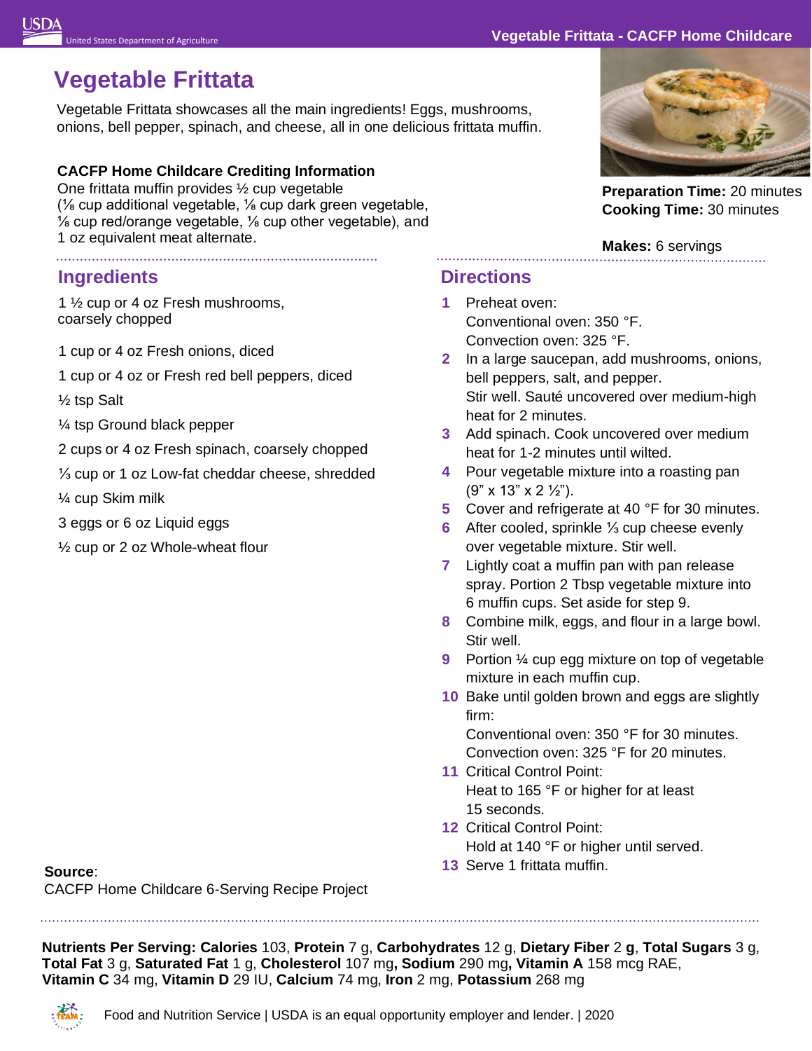# Vegetable Frittata

Vegetable Frittata showcases all the main ingredients! Eggs, mushrooms, onions, bell pepper, spinach, and cheese, all in one delicious frittata muffin.

**CACFP Home Childcare Crediting Information**

One frittata muffin provides ½ cup vegetable (⅛ cup additional vegetable, ⅛ cup dark green vegetable, ⅛ cup red/orange vegetable, ⅛ cup other vegetable), and 1 oz equivalent meat alternate.

**Preparation Time:** 20 minutes
**Cooking Time:** 30 minutes

**Makes:** 6 servings

## Ingredients

1 ½ cup or 4 oz Fresh mushrooms, coarsely chopped

1 cup or 4 oz Fresh onions, diced

1 cup or 4 oz or Fresh red bell peppers, diced

½ tsp Salt

¼ tsp Ground black pepper

2 cups or 4 oz Fresh spinach, coarsely chopped

⅓ cup or 1 oz Low-fat cheddar cheese, shredded

¼ cup Skim milk

3 eggs or 6 oz Liquid eggs

½ cup or 2 oz Whole-wheat flour

## Directions

1. Preheat oven:
   Conventional oven: 350 °F.
   Convection oven: 325 °F.
2. In a large saucepan, add mushrooms, onions, bell peppers, salt, and pepper.
   Stir well. Sauté uncovered over medium-high heat for 2 minutes.
3. Add spinach. Cook uncovered over medium heat for 1-2 minutes until wilted.
4. Pour vegetable mixture into a roasting pan (9" x 13" x 2 ½").
5. Cover and refrigerate at 40 °F for 30 minutes.
6. After cooled, sprinkle ⅓ cup cheese evenly over vegetable mixture. Stir well.
7. Lightly coat a muffin pan with pan release spray. Portion 2 Tbsp vegetable mixture into 6 muffin cups. Set aside for step 9.
8. Combine milk, eggs, and flour in a large bowl. Stir well.
9. Portion ¼ cup egg mixture on top of vegetable mixture in each muffin cup.
10. Bake until golden brown and eggs are slightly firm:
    Conventional oven: 350 °F for 30 minutes.
    Convection oven: 325 °F for 20 minutes.
11. Critical Control Point:
    Heat to 165 °F or higher for at least 15 seconds.
12. Critical Control Point:
    Hold at 140 °F or higher until served.
13. Serve 1 frittata muffin.

**Source**:
CACFP Home Childcare 6-Serving Recipe Project

**Nutrients Per Serving: Calories** 103, **Protein** 7 g, **Carbohydrates** 12 g, **Dietary Fiber** 2 **g**, **Total Sugars** 3 g, **Total Fat** 3 g, **Saturated Fat** 1 g, **Cholesterol** 107 mg**, Sodium** 290 mg**, Vitamin A** 158 mcg RAE, **Vitamin C** 34 mg, **Vitamin D** 29 IU, **Calcium** 74 mg, **Iron** 2 mg, **Potassium** 268 mg

Food and Nutrition Service | USDA is an equal opportunity employer and lender. | 2020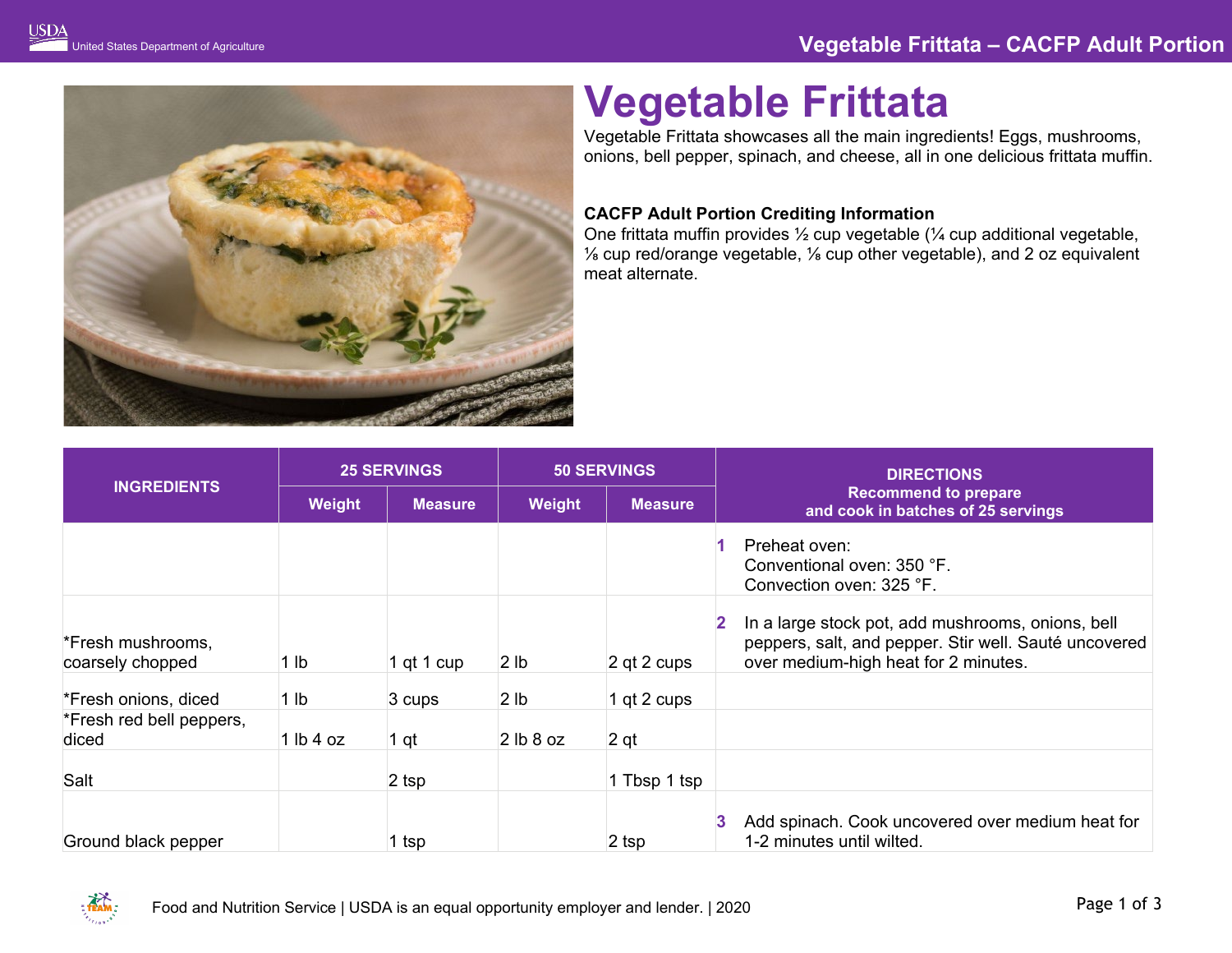# Vegetable Frittata

Vegetable Frittata showcases all the main ingredients! Eggs, mushrooms, onions, bell pepper, spinach, and cheese, all in one delicious frittata muffin.

**CACFP Adult Portion Crediting Information**

One frittata muffin provides ½ cup vegetable (¼ cup additional vegetable, ⅛ cup red/orange vegetable, ⅛ cup other vegetable), and 2 oz equivalent meat alternate.

| INGREDIENTS | 25 SERVINGS | | 50 SERVINGS | | DIRECTIONS Recommend to prepare and cook in batches of 25 servings |
|---|---|---|---|---|---|
| | Weight | Measure | Weight | Measure | |
| | | | | | 1 Preheat oven: Conventional oven: 350 °F. Convection oven: 325 °F. |
| *Fresh mushrooms, coarsely chopped | 1 lb | 1 qt 1 cup | 2 lb | 2 qt 2 cups | 2 In a large stock pot, add mushrooms, onions, bell peppers, salt, and pepper. Stir well. Sauté uncovered over medium-high heat for 2 minutes. |
| *Fresh onions, diced | 1 lb | 3 cups | 2 lb | 1 qt 2 cups | |
| *Fresh red bell peppers, diced | 1 lb 4 oz | 1 qt | 2 lb 8 oz | 2 qt | |
| Salt | | 2 tsp | | 1 Tbsp 1 tsp | |
| Ground black pepper | | 1 tsp | | 2 tsp | 3 Add spinach. Cook uncovered over medium heat for 1-2 minutes until wilted. |

Food and Nutrition Service | USDA is an equal opportunity employer and lender. | 2020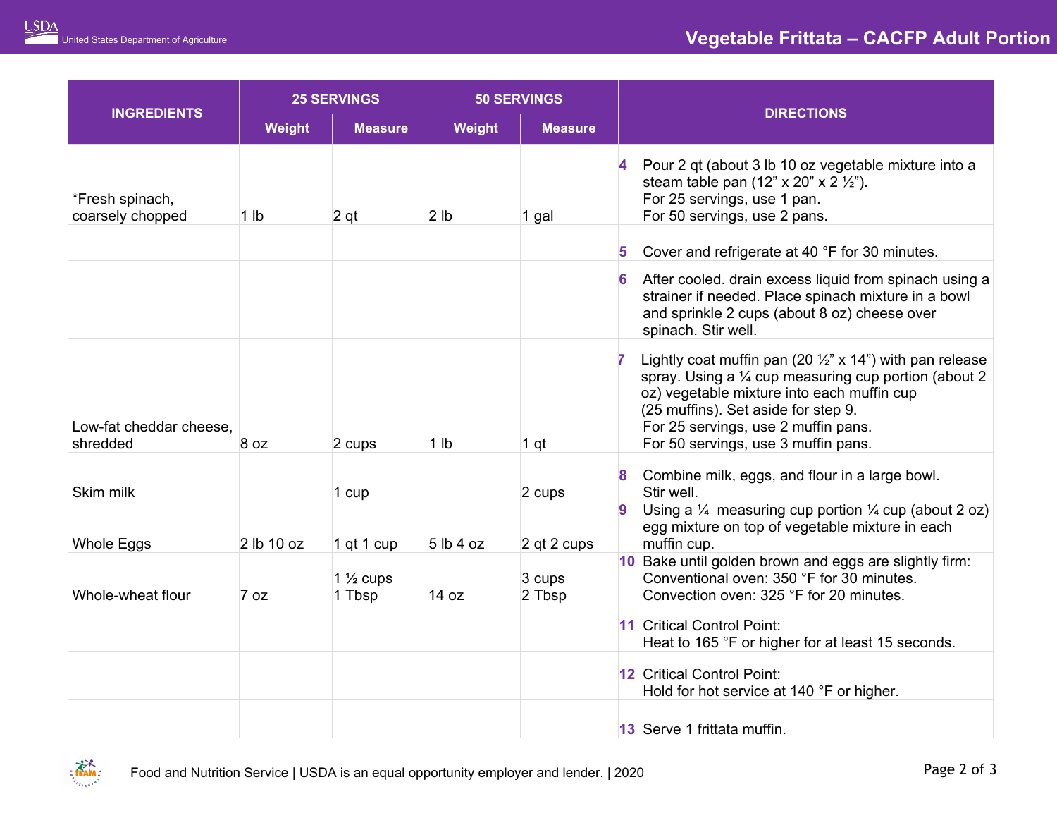# Vegetable Frittata – CACFP Adult Portion

| INGREDIENTS | 25 SERVINGS | | 50 SERVINGS | | DIRECTIONS |
|---|---|---|---|---|---|
| | Weight | Measure | Weight | Measure | |
| *Fresh spinach, coarsely chopped | 1 lb | 2 qt | 2 lb | 1 gal | **4** Pour 2 qt (about 3 lb 10 oz vegetable mixture into a steam table pan (12" x 20" x 2 ½"). For 25 servings, use 1 pan. For 50 servings, use 2 pans. |
| | | | | | **5** Cover and refrigerate at 40 °F for 30 minutes. |
| | | | | | **6** After cooled. drain excess liquid from spinach using a strainer if needed. Place spinach mixture in a bowl and sprinkle 2 cups (about 8 oz) cheese over spinach. Stir well. |
| Low-fat cheddar cheese, shredded | 8 oz | 2 cups | 1 lb | 1 qt | **7** Lightly coat muffin pan (20 ½" x 14") with pan release spray. Using a ¼ cup measuring cup portion (about 2 oz) vegetable mixture into each muffin cup (25 muffins). Set aside for step 9. For 25 servings, use 2 muffin pans. For 50 servings, use 3 muffin pans. |
| Skim milk | | 1 cup | | 2 cups | **8** Combine milk, eggs, and flour in a large bowl. Stir well. |
| Whole Eggs | 2 lb 10 oz | 1 qt 1 cup | 5 lb 4 oz | 2 qt 2 cups | **9** Using a ¼ measuring cup portion ¼ cup (about 2 oz) egg mixture on top of vegetable mixture in each muffin cup. |
| Whole-wheat flour | 7 oz | 1 ½ cups 1 Tbsp | 14 oz | 3 cups 2 Tbsp | **10** Bake until golden brown and eggs are slightly firm: Conventional oven: 350 °F for 30 minutes. Convection oven: 325 °F for 20 minutes. |
| | | | | | **11** Critical Control Point: Heat to 165 °F or higher for at least 15 seconds. |
| | | | | | **12** Critical Control Point: Hold for hot service at 140 °F or higher. |
| | | | | | **13** Serve 1 frittata muffin. |

Food and Nutrition Service | USDA is an equal opportunity employer and lender. | 2020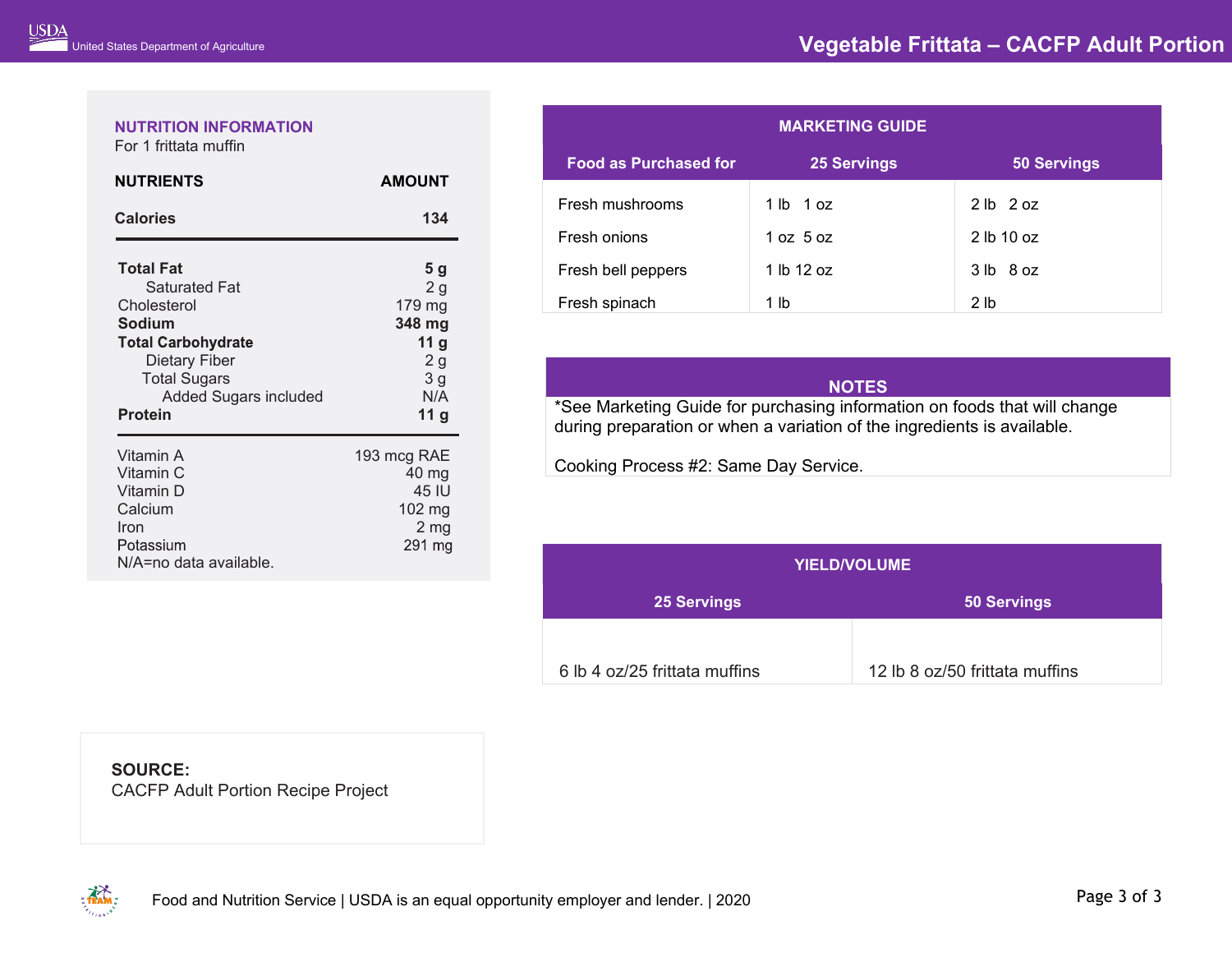## NUTRITION INFORMATION

For 1 frittata muffin

| NUTRIENTS | AMOUNT |
|---|---|
| **Calories** | **134** |
| **Total Fat** | **5 g** |
| Saturated Fat | 2 g |
| Cholesterol | 179 mg |
| **Sodium** | **348 mg** |
| **Total Carbohydrate** | **11 g** |
| Dietary Fiber | 2 g |
| Total Sugars | 3 g |
| Added Sugars included | N/A |
| **Protein** | **11 g** |
| Vitamin A | 193 mcg RAE |
| Vitamin C | 40 mg |
| Vitamin D | 45 IU |
| Calcium | 102 mg |
| Iron | 2 mg |
| Potassium | 291 mg |

N/A=no data available.

## MARKETING GUIDE

| Food as Purchased for | 25 Servings | 50 Servings |
|---|---|---|
| Fresh mushrooms | 1 lb 1 oz | 2 lb 2 oz |
| Fresh onions | 1 oz 5 oz | 2 lb 10 oz |
| Fresh bell peppers | 1 lb 12 oz | 3 lb 8 oz |
| Fresh spinach | 1 lb | 2 lb |

## NOTES

*See Marketing Guide for purchasing information on foods that will change during preparation or when a variation of the ingredients is available.

Cooking Process #2: Same Day Service.

## YIELD/VOLUME

| 25 Servings | 50 Servings |
|---|---|
| 6 lb 4 oz/25 frittata muffins | 12 lb 8 oz/50 frittata muffins |

**SOURCE:**
CACFP Adult Portion Recipe Project

Food and Nutrition Service | USDA is an equal opportunity employer and lender. | 2020